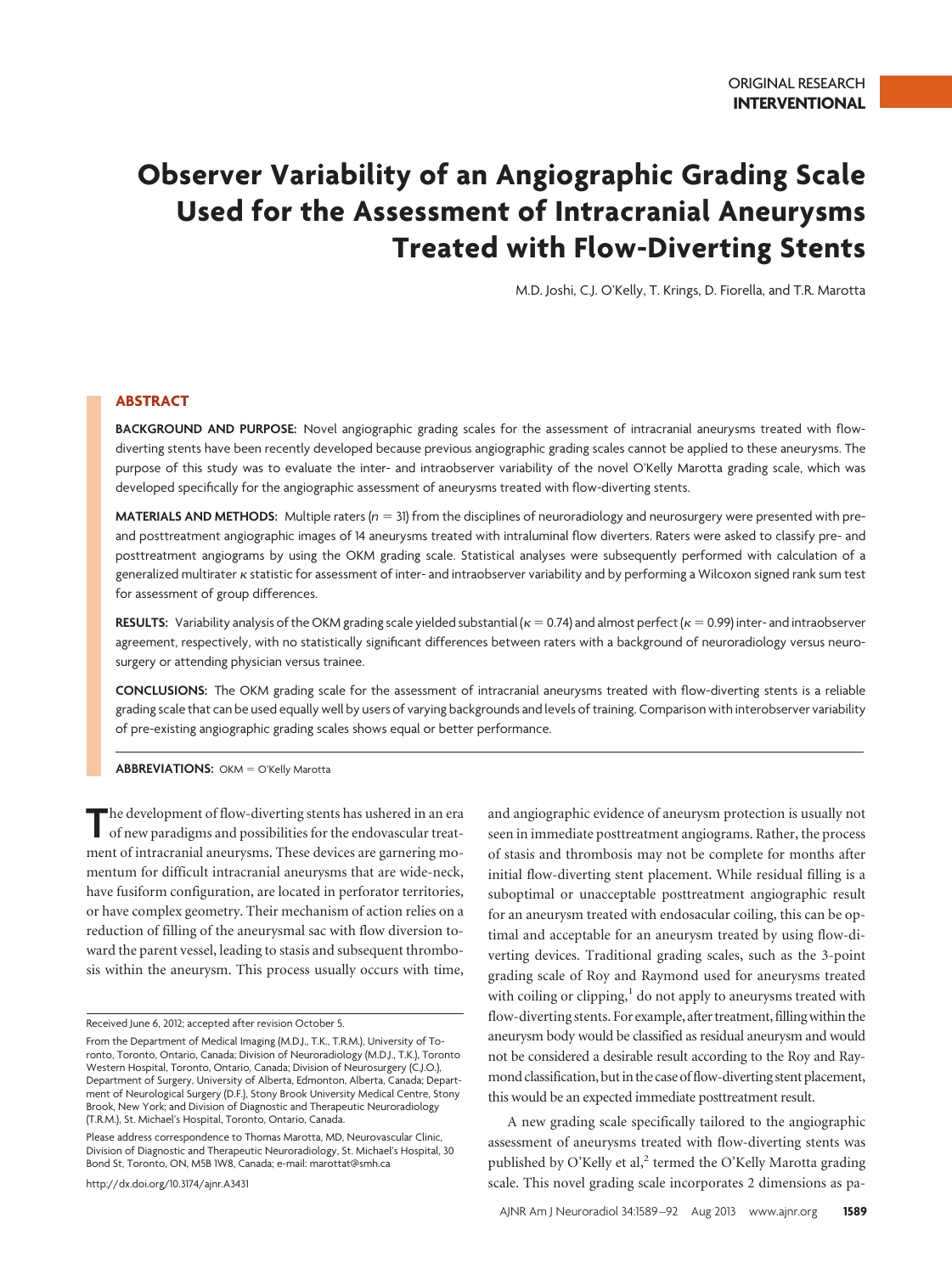ORIGINAL RESEARCH
**INTERVENTIONAL**

# Observer Variability of an Angiographic Grading Scale Used for the Assessment of Intracranial Aneurysms Treated with Flow-Diverting Stents

M.D. Joshi, C.J. O'Kelly, T. Krings, D. Fiorella, and T.R. Marotta

## ABSTRACT

**BACKGROUND AND PURPOSE:** Novel angiographic grading scales for the assessment of intracranial aneurysms treated with flow-diverting stents have been recently developed because previous angiographic grading scales cannot be applied to these aneurysms. The purpose of this study was to evaluate the inter- and intraobserver variability of the novel O'Kelly Marotta grading scale, which was developed specifically for the angiographic assessment of aneurysms treated with flow-diverting stents.

**MATERIALS AND METHODS:** Multiple raters ($n = 31$) from the disciplines of neuroradiology and neurosurgery were presented with pre- and posttreatment angiographic images of 14 aneurysms treated with intraluminal flow diverters. Raters were asked to classify pre- and posttreatment angiograms by using the OKM grading scale. Statistical analyses were subsequently performed with calculation of a generalized multirater $\kappa$ statistic for assessment of inter- and intraobserver variability and by performing a Wilcoxon signed rank sum test for assessment of group differences.

**RESULTS:** Variability analysis of the OKM grading scale yielded substantial ($\kappa = 0.74$) and almost perfect ($\kappa = 0.99$) inter- and intraobserver agreement, respectively, with no statistically significant differences between raters with a background of neuroradiology versus neurosurgery or attending physician versus trainee.

**CONCLUSIONS:** The OKM grading scale for the assessment of intracranial aneurysms treated with flow-diverting stents is a reliable grading scale that can be used equally well by users of varying backgrounds and levels of training. Comparison with interobserver variability of pre-existing angiographic grading scales shows equal or better performance.

**ABBREVIATIONS:** OKM = O'Kelly Marotta

The development of flow-diverting stents has ushered in an era of new paradigms and possibilities for the endovascular treatment of intracranial aneurysms. These devices are garnering momentum for difficult intracranial aneurysms that are wide-neck, have fusiform configuration, are located in perforator territories, or have complex geometry. Their mechanism of action relies on a reduction of filling of the aneurysmal sac with flow diversion toward the parent vessel, leading to stasis and subsequent thrombosis within the aneurysm. This process usually occurs with time, and angiographic evidence of aneurysm protection is usually not seen in immediate posttreatment angiograms. Rather, the process of stasis and thrombosis may not be complete for months after initial flow-diverting stent placement. While residual filling is a suboptimal or unacceptable posttreatment angiographic result for an aneurysm treated with endosacular coiling, this can be optimal and acceptable for an aneurysm treated by using flow-diverting devices. Traditional grading scales, such as the 3-point grading scale of Roy and Raymond used for aneurysms treated with coiling or clipping,[1] do not apply to aneurysms treated with flow-diverting stents. For example, after treatment, filling within the aneurysm body would be classified as residual aneurysm and would not be considered a desirable result according to the Roy and Raymond classification, but in the case of flow-diverting stent placement, this would be an expected immediate posttreatment result.

A new grading scale specifically tailored to the angiographic assessment of aneurysms treated with flow-diverting stents was published by O'Kelly et al,[2] termed the O'Kelly Marotta grading scale. This novel grading scale incorporates 2 dimensions as pa-

Received June 6, 2012; accepted after revision October 5.

From the Department of Medical Imaging (M.D.J., T.K., T.R.M.), University of Toronto, Toronto, Ontario, Canada; Division of Neuroradiology (M.D.J., T.K.), Toronto Western Hospital, Toronto, Ontario, Canada; Division of Neurosurgery (C.J.O.), Department of Surgery, University of Alberta, Edmonton, Alberta, Canada; Department of Neurological Surgery (D.F.), Stony Brook University Medical Centre, Stony Brook, New York; and Division of Diagnostic and Therapeutic Neuroradiology (T.R.M.), St. Michael's Hospital, Toronto, Ontario, Canada.

Please address correspondence to Thomas Marotta, MD, Neurovascular Clinic, Division of Diagnostic and Therapeutic Neuroradiology, St. Michael's Hospital, 30 Bond St, Toronto, ON, M5B 1W8, Canada; e-mail: marottat@smh.ca

http://dx.doi.org/10.3174/ajnr.A3431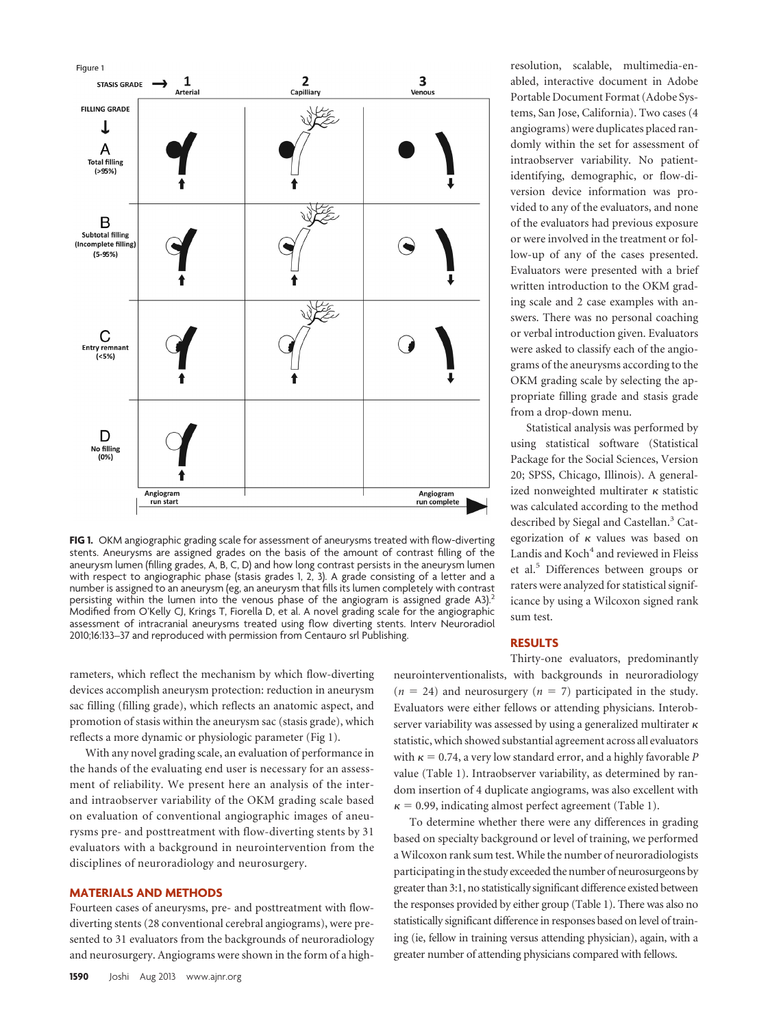**FIG 1.** OKM angiographic grading scale for assessment of aneurysms treated with flow-diverting stents. Aneurysms are assigned grades on the basis of the amount of contrast filling of the aneurysm lumen (filling grades, A, B, C, D) and how long contrast persists in the aneurysm lumen with respect to angiographic phase (stasis grades 1, 2, 3). A grade consisting of a letter and a number is assigned to an aneurysm (eg, an aneurysm that fills its lumen completely with contrast persisting within the lumen into the venous phase of the angiogram is assigned grade A3).[2] Modified from O'Kelly CJ, Krings T, Fiorella D, et al. A novel grading scale for the angiographic assessment of intracranial aneurysms treated using flow diverting stents. Interv Neuroradiol 2010;16:133–37 and reproduced with permission from Centauro srl Publishing.

rameters, which reflect the mechanism by which flow-diverting devices accomplish aneurysm protection: reduction in aneurysm sac filling (filling grade), which reflects an anatomic aspect, and promotion of stasis within the aneurysm sac (stasis grade), which reflects a more dynamic or physiologic parameter (Fig 1).

With any novel grading scale, an evaluation of performance in the hands of the evaluating end user is necessary for an assessment of reliability. We present here an analysis of the inter- and intraobserver variability of the OKM grading scale based on evaluation of conventional angiographic images of aneurysms pre- and posttreatment with flow-diverting stents by 31 evaluators with a background in neurointervention from the disciplines of neuroradiology and neurosurgery.

## MATERIALS AND METHODS

Fourteen cases of aneurysms, pre- and posttreatment with flow-diverting stents (28 conventional cerebral angiograms), were presented to 31 evaluators from the backgrounds of neuroradiology and neurosurgery. Angiograms were shown in the form of a high-resolution, scalable, multimedia-enabled, interactive document in Adobe Portable Document Format (Adobe Systems, San Jose, California). Two cases (4 angiograms) were duplicates placed randomly within the set for assessment of intraobserver variability. No patient-identifying, demographic, or flow-diversion device information was provided to any of the evaluators, and none of the evaluators had previous exposure or were involved in the treatment or follow-up of any of the cases presented. Evaluators were presented with a brief written introduction to the OKM grading scale and 2 case examples with answers. There was no personal coaching or verbal introduction given. Evaluators were asked to classify each of the angiograms of the aneurysms according to the OKM grading scale by selecting the appropriate filling grade and stasis grade from a drop-down menu.

Statistical analysis was performed by using statistical software (Statistical Package for the Social Sciences, Version 20; SPSS, Chicago, Illinois). A generalized nonweighted multirater $\kappa$ statistic was calculated according to the method described by Siegal and Castellan.[3] Categorization of $\kappa$ values was based on Landis and Koch[4] and reviewed in Fleiss et al.[5] Differences between groups or raters were analyzed for statistical significance by using a Wilcoxon signed rank sum test.

## RESULTS

Thirty-one evaluators, predominantly neurointerventionalists, with backgrounds in neuroradiology ($n$ = 24) and neurosurgery ($n$ = 7) participated in the study. Evaluators were either fellows or attending physicians. Interobserver variability was assessed by using a generalized multirater $\kappa$ statistic, which showed substantial agreement across all evaluators with $\kappa = 0.74$, a very low standard error, and a highly favorable $P$ value (Table 1). Intraobserver variability, as determined by random insertion of 4 duplicate angiograms, was also excellent with $\kappa = 0.99$, indicating almost perfect agreement (Table 1).

To determine whether there were any differences in grading based on specialty background or level of training, we performed a Wilcoxon rank sum test. While the number of neuroradiologists participating in the study exceeded the number of neurosurgeons by greater than 3:1, no statistically significant difference existed between the responses provided by either group (Table 1). There was also no statistically significant difference in responses based on level of training (ie, fellow in training versus attending physician), again, with a greater number of attending physicians compared with fellows.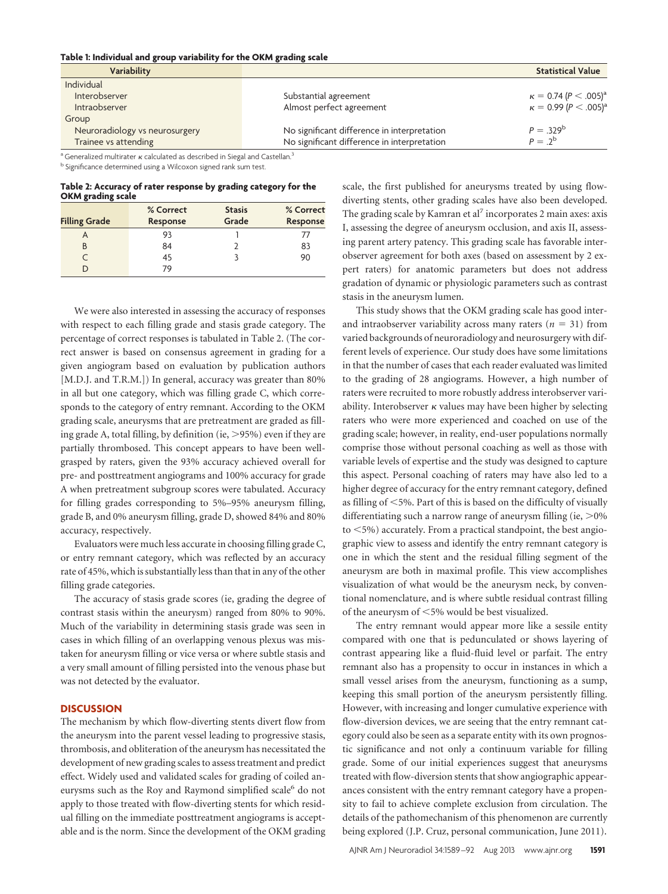**Table 1: Individual and group variability for the OKM grading scale**

| Variability | | Statistical Value |
|---|---|---|
| Individual | | |
| Interobserver | Substantial agreement | $\kappa = 0.74$ ($P < .005$)[a] |
| Intraobserver | Almost perfect agreement | $\kappa = 0.99$ ($P < .005$)[a] |
| Group | | |
| Neuroradiology vs neurosurgery | No significant difference in interpretation | $P = .329$[b] |
| Trainee vs attending | No significant difference in interpretation | $P = .2$[b] |

[a] Generalized multirater $\kappa$ calculated as described in Siegal and Castellan.[3]

[b] Significance determined using a Wilcoxon signed rank sum test.

**Table 2: Accuracy of rater response by grading category for the OKM grading scale**

| Filling Grade | % Correct Response | Stasis Grade | % Correct Response |
|---|---|---|---|
| A | 93 | 1 | 77 |
| B | 84 | 2 | 83 |
| C | 45 | 3 | 90 |
| D | 79 | | |

We were also interested in assessing the accuracy of responses with respect to each filling grade and stasis grade category. The percentage of correct responses is tabulated in Table 2. (The correct answer is based on consensus agreement in grading for a given angiogram based on evaluation by publication authors [M.D.J. and T.R.M.]) In general, accuracy was greater than 80% in all but one category, which was filling grade C, which corresponds to the category of entry remnant. According to the OKM grading scale, aneurysms that are pretreatment are graded as filling grade A, total filling, by definition (ie, >95%) even if they are partially thrombosed. This concept appears to have been well-grasped by raters, given the 93% accuracy achieved overall for pre- and posttreatment angiograms and 100% accuracy for grade A when pretreatment subgroup scores were tabulated. Accuracy for filling grades corresponding to 5%–95% aneurysm filling, grade B, and 0% aneurysm filling, grade D, showed 84% and 80% accuracy, respectively.

Evaluators were much less accurate in choosing filling grade C, or entry remnant category, which was reflected by an accuracy rate of 45%, which is substantially less than that in any of the other filling grade categories.

The accuracy of stasis grade scores (ie, grading the degree of contrast stasis within the aneurysm) ranged from 80% to 90%. Much of the variability in determining stasis grade was seen in cases in which filling of an overlapping venous plexus was mistaken for aneurysm filling or vice versa or where subtle stasis and a very small amount of filling persisted into the venous phase but was not detected by the evaluator.

## DISCUSSION

The mechanism by which flow-diverting stents divert flow from the aneurysm into the parent vessel leading to progressive stasis, thrombosis, and obliteration of the aneurysm has necessitated the development of new grading scales to assess treatment and predict effect. Widely used and validated scales for grading of coiled aneurysms such as the Roy and Raymond simplified scale[6] do not apply to those treated with flow-diverting stents for which residual filling on the immediate posttreatment angiograms is acceptable and is the norm. Since the development of the OKM grading scale, the first published for aneurysms treated by using flow-diverting stents, other grading scales have also been developed. The grading scale by Kamran et al[7] incorporates 2 main axes: axis I, assessing the degree of aneurysm occlusion, and axis II, assessing parent artery patency. This grading scale has favorable interobserver agreement for both axes (based on assessment by 2 expert raters) for anatomic parameters but does not address gradation of dynamic or physiologic parameters such as contrast stasis in the aneurysm lumen.

This study shows that the OKM grading scale has good inter- and intraobserver variability across many raters ($n = 31$) from varied backgrounds of neuroradiology and neurosurgery with different levels of experience. Our study does have some limitations in that the number of cases that each reader evaluated was limited to the grading of 28 angiograms. However, a high number of raters were recruited to more robustly address interobserver variability. Interobserver $\kappa$ values may have been higher by selecting raters who were more experienced and coached on use of the grading scale; however, in reality, end-user populations normally comprise those without personal coaching as well as those with variable levels of expertise and the study was designed to capture this aspect. Personal coaching of raters may have also led to a higher degree of accuracy for the entry remnant category, defined as filling of <5%. Part of this is based on the difficulty of visually differentiating such a narrow range of aneurysm filling (ie, >0% to <5%) accurately. From a practical standpoint, the best angiographic view to assess and identify the entry remnant category is one in which the stent and the residual filling segment of the aneurysm are both in maximal profile. This view accomplishes visualization of what would be the aneurysm neck, by conventional nomenclature, and is where subtle residual contrast filling of the aneurysm of <5% would be best visualized.

The entry remnant would appear more like a sessile entity compared with one that is pedunculated or shows layering of contrast appearing like a fluid-fluid level or parfait. The entry remnant also has a propensity to occur in instances in which a small vessel arises from the aneurysm, functioning as a sump, keeping this small portion of the aneurysm persistently filling. However, with increasing and longer cumulative experience with flow-diversion devices, we are seeing that the entry remnant category could also be seen as a separate entity with its own prognostic significance and not only a continuum variable for filling grade. Some of our initial experiences suggest that aneurysms treated with flow-diversion stents that show angiographic appearances consistent with the entry remnant category have a propensity to fail to achieve complete exclusion from circulation. The details of the pathomechanism of this phenomenon are currently being explored (J.P. Cruz, personal communication, June 2011).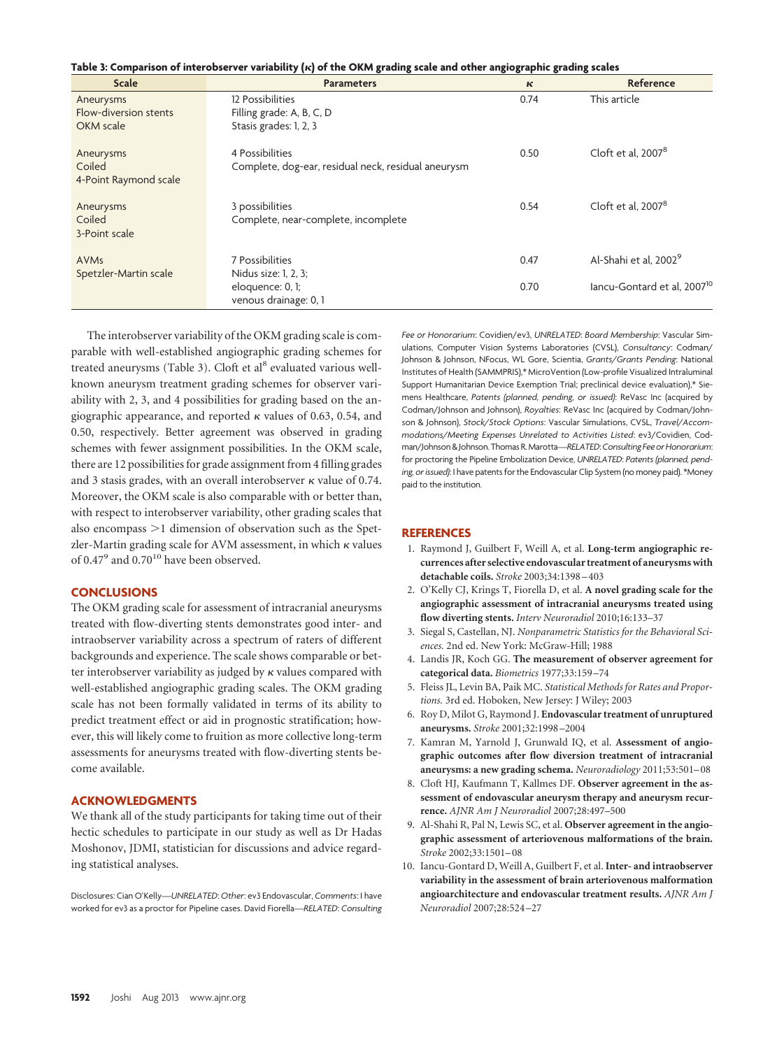**Table 3: Comparison of interobserver variability (κ) of the OKM grading scale and other angiographic grading scales**

| Scale | Parameters | κ | Reference |
|---|---|---|---|
| Aneurysms<br>Flow-diversion stents<br>OKM scale | 12 Possibilities<br>Filling grade: A, B, C, D<br>Stasis grades: 1, 2, 3 | 0.74 | This article |
| Aneurysms<br>Coiled<br>4-Point Raymond scale | 4 Possibilities<br>Complete, dog-ear, residual neck, residual aneurysm | 0.50 | Cloft et al, 2007[8] |
| Aneurysms<br>Coiled<br>3-Point scale | 3 possibilities<br>Complete, near-complete, incomplete | 0.54 | Cloft et al, 2007[8] |
| AVMs<br>Spetzler-Martin scale | 7 Possibilities<br>Nidus size: 1, 2, 3;<br>eloquence: 0, 1;<br>venous drainage: 0, 1 | 0.47<br>0.70 | Al-Shahi et al, 2002[9]<br>Iancu-Gontard et al, 2007[10] |

The interobserver variability of the OKM grading scale is comparable with well-established angiographic grading schemes for treated aneurysms (Table 3). Cloft et al[8] evaluated various well-known aneurysm treatment grading schemes for observer variability with 2, 3, and 4 possibilities for grading based on the angiographic appearance, and reported κ values of 0.63, 0.54, and 0.50, respectively. Better agreement was observed in grading schemes with fewer assignment possibilities. In the OKM scale, there are 12 possibilities for grade assignment from 4 filling grades and 3 stasis grades, with an overall interobserver κ value of 0.74. Moreover, the OKM scale is also comparable with or better than, with respect to interobserver variability, other grading scales that also encompass >1 dimension of observation such as the Spetzler-Martin grading scale for AVM assessment, in which κ values of 0.47[9] and 0.70[10] have been observed.

## CONCLUSIONS

The OKM grading scale for assessment of intracranial aneurysms treated with flow-diverting stents demonstrates good inter- and intraobserver variability across a spectrum of raters of different backgrounds and experience. The scale shows comparable or better interobserver variability as judged by κ values compared with well-established angiographic grading scales. The OKM grading scale has not been formally validated in terms of its ability to predict treatment effect or aid in prognostic stratification; however, this will likely come to fruition as more collective long-term assessments for aneurysms treated with flow-diverting stents become available.

## ACKNOWLEDGMENTS

We thank all of the study participants for taking time out of their hectic schedules to participate in our study as well as Dr Hadas Moshonov, JDMI, statistician for discussions and advice regarding statistical analyses.

Disclosures: Cian O'Kelly—*UNRELATED*: *Other*: ev3 Endovascular, *Comments*: I have worked for ev3 as a proctor for Pipeline cases. David Fiorella—*RELATED*: *Consulting Fee or Honorarium*: Covidien/ev3, *UNRELATED*: *Board Membership*: Vascular Simulations, Computer Vision Systems Laboratories (CVSL), *Consultancy*: Codman/Johnson & Johnson, NFocus, WL Gore, Scientia, *Grants/Grants Pending*: National Institutes of Health (SAMMPRIS),* MicroVention (Low-profile Visualized Intraluminal Support Humanitarian Device Exemption Trial; preclinical device evaluation),* Siemens Healthcare, *Patents (planned, pending, or issued)*: ReVasc Inc (acquired by Codman/Johnson and Johnson), *Royalties*: ReVasc Inc (acquired by Codman/Johnson & Johnson), *Stock/Stock Options*: Vascular Simulations, CVSL, *Travel/Accommodations/Meeting Expenses Unrelated to Activities Listed*: ev3/Covidien, Codman/Johnson & Johnson. Thomas R. Marotta—*RELATED*: *Consulting Fee or Honorarium*: for proctoring the Pipeline Embolization Device, *UNRELATED*: *Patents (planned, pending, or issued)*: I have patents for the Endovascular Clip System (no money paid). *Money paid to the institution.

## REFERENCES

1. Raymond J, Guilbert F, Weill A, et al. **Long-term angiographic recurrences after selective endovascular treatment of aneurysms with detachable coils.** *Stroke* 2003;34:1398–403
2. O'Kelly CJ, Krings T, Fiorella D, et al. **A novel grading scale for the angiographic assessment of intracranial aneurysms treated using flow diverting stents.** *Interv Neuroradiol* 2010;16:133–37
3. Siegal S, Castellan, NJ. *Nonparametric Statistics for the Behavioral Sciences.* 2nd ed. New York: McGraw-Hill; 1988
4. Landis JR, Koch GG. **The measurement of observer agreement for categorical data.** *Biometrics* 1977;33:159–74
5. Fleiss JL, Levin BA, Paik MC. *Statistical Methods for Rates and Proportions.* 3rd ed. Hoboken, New Jersey: J Wiley; 2003
6. Roy D, Milot G, Raymond J. **Endovascular treatment of unruptured aneurysms.** *Stroke* 2001;32:1998–2004
7. Kamran M, Yarnold J, Grunwald IQ, et al. **Assessment of angiographic outcomes after flow diversion treatment of intracranial aneurysms: a new grading schema.** *Neuroradiology* 2011;53:501–08
8. Cloft HJ, Kaufmann T, Kallmes DF. **Observer agreement in the assessment of endovascular aneurysm therapy and aneurysm recurrence.** *AJNR Am J Neuroradiol* 2007;28:497–500
9. Al-Shahi R, Pal N, Lewis SC, et al. **Observer agreement in the angiographic assessment of arteriovenous malformations of the brain.** *Stroke* 2002;33:1501–08
10. Iancu-Gontard D, Weill A, Guilbert F, et al. **Inter- and intraobserver variability in the assessment of brain arteriovenous malformation angioarchitecture and endovascular treatment results.** *AJNR Am J Neuroradiol* 2007;28:524–27